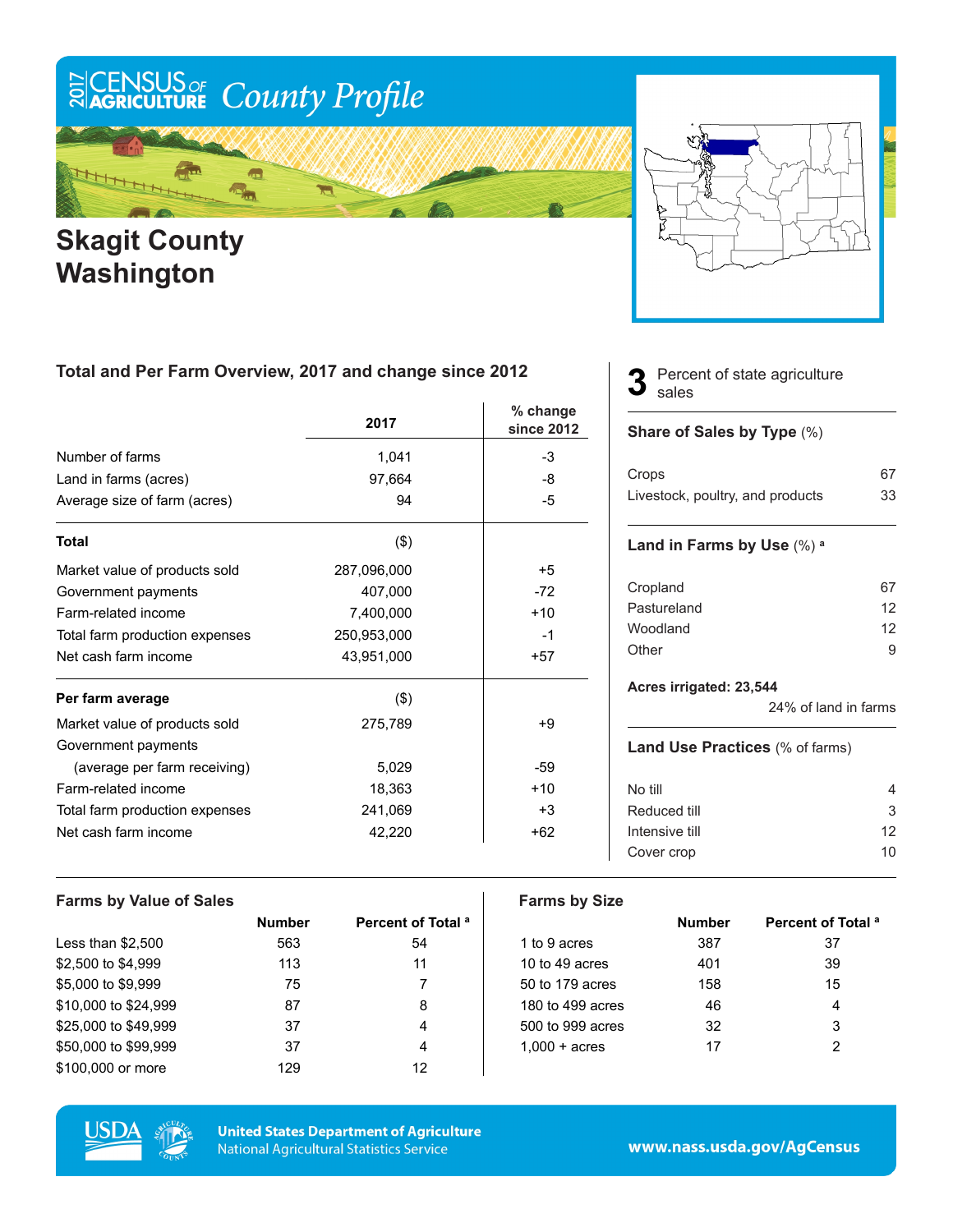# 2017 CENSUS OF AGRICULTURE County Profile

# Skagit County Washington

## Total and Per Farm Overview, 2017 and change since 2012

| | 2017 | % change since 2012 |
|---|---|---|
| Number of farms | 1,041 | -3 |
| Land in farms (acres) | 97,664 | -8 |
| Average size of farm (acres) | 94 | -5 |
| **Total** | ($) | |
| Market value of products sold | 287,096,000 | +5 |
| Government payments | 407,000 | -72 |
| Farm-related income | 7,400,000 | +10 |
| Total farm production expenses | 250,953,000 | -1 |
| Net cash farm income | 43,951,000 | +57 |
| **Per farm average** | ($) | |
| Market value of products sold | 275,789 | +9 |
| Government payments (average per farm receiving) | 5,029 | -59 |
| Farm-related income | 18,363 | +10 |
| Total farm production expenses | 241,069 | +3 |
| Net cash farm income | 42,220 | +62 |

**3** Percent of state agriculture sales

### Share of Sales by Type (%)

| | |
|---|---|
| Crops | 67 |
| Livestock, poultry, and products | 33 |

### Land in Farms by Use (%) [a]

| | |
|---|---|
| Cropland | 67 |
| Pastureland | 12 |
| Woodland | 12 |
| Other | 9 |

**Acres irrigated: 23,544**

24% of land in farms

### Land Use Practices (% of farms)

| | |
|---|---|
| No till | 4 |
| Reduced till | 3 |
| Intensive till | 12 |
| Cover crop | 10 |

### Farms by Value of Sales

| | Number | Percent of Total [a] |
|---|---|---|
| Less than $2,500 | 563 | 54 |
| $2,500 to $4,999 | 113 | 11 |
| $5,000 to $9,999 | 75 | 7 |
| $10,000 to $24,999 | 87 | 8 |
| $25,000 to $49,999 | 37 | 4 |
| $50,000 to $99,999 | 37 | 4 |
| $100,000 or more | 129 | 12 |

### Farms by Size

| | Number | Percent of Total [a] |
|---|---|---|
| 1 to 9 acres | 387 | 37 |
| 10 to 49 acres | 401 | 39 |
| 50 to 179 acres | 158 | 15 |
| 180 to 499 acres | 46 | 4 |
| 500 to 999 acres | 32 | 3 |
| 1,000 + acres | 17 | 2 |

United States Department of Agriculture
National Agricultural Statistics Service

www.nass.usda.gov/AgCensus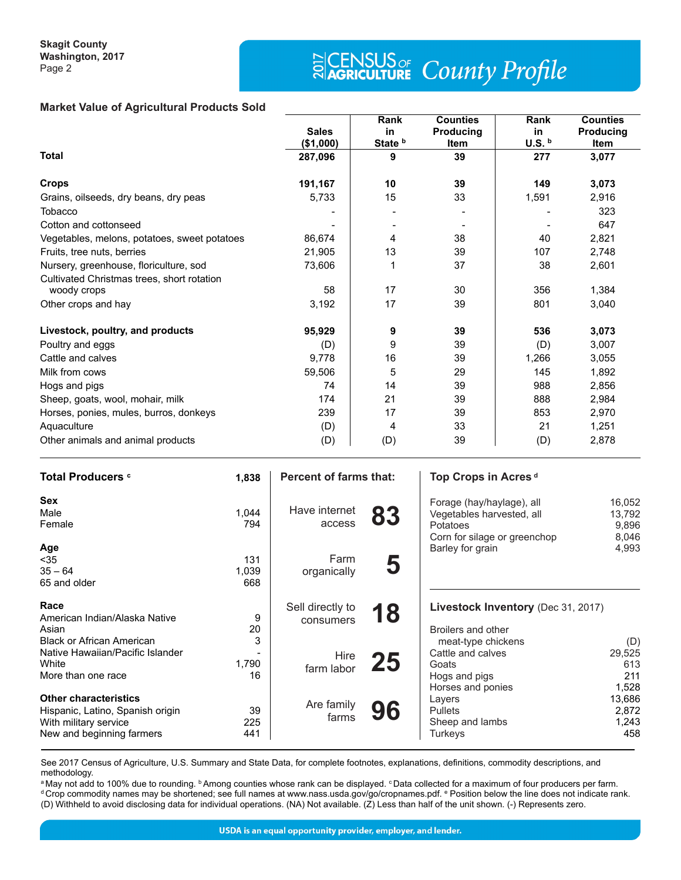Skagit County
Washington, 2017

# 2017 Census of Agriculture County Profile

## Market Value of Agricultural Products Sold

| | Sales ($1,000) | Rank in State [b] | Counties Producing Item | Rank in U.S. [b] | Counties Producing Item |
|---|---|---|---|---|---|
| **Total** | **287,096** | **9** | **39** | **277** | **3,077** |
| **Crops** | **191,167** | **10** | **39** | **149** | **3,073** |
| Grains, oilseeds, dry beans, dry peas | 5,733 | 15 | 33 | 1,591 | 2,916 |
| Tobacco | - | - | - | - | 323 |
| Cotton and cottonseed | - | - | - | - | 647 |
| Vegetables, melons, potatoes, sweet potatoes | 86,674 | 4 | 38 | 40 | 2,821 |
| Fruits, tree nuts, berries | 21,905 | 13 | 39 | 107 | 2,748 |
| Nursery, greenhouse, floriculture, sod | 73,606 | 1 | 37 | 38 | 2,601 |
| Cultivated Christmas trees, short rotation woody crops | 58 | 17 | 30 | 356 | 1,384 |
| Other crops and hay | 3,192 | 17 | 39 | 801 | 3,040 |
| **Livestock, poultry, and products** | **95,929** | **9** | **39** | **536** | **3,073** |
| Poultry and eggs | (D) | 9 | 39 | (D) | 3,007 |
| Cattle and calves | 9,778 | 16 | 39 | 1,266 | 3,055 |
| Milk from cows | 59,506 | 5 | 29 | 145 | 1,892 |
| Hogs and pigs | 74 | 14 | 39 | 988 | 2,856 |
| Sheep, goats, wool, mohair, milk | 174 | 21 | 39 | 888 | 2,984 |
| Horses, ponies, mules, burros, donkeys | 239 | 17 | 39 | 853 | 2,970 |
| Aquaculture | (D) | 4 | 33 | 21 | 1,251 |
| Other animals and animal products | (D) | (D) | 39 | (D) | 2,878 |

## Total Producers [c] 1,838

| | |
|---|---|
| **Sex** | |
| Male | 1,044 |
| Female | 794 |
| **Age** | |
| <35 | 131 |
| 35 – 64 | 1,039 |
| 65 and older | 668 |
| **Race** | |
| American Indian/Alaska Native | 9 |
| Asian | 20 |
| Black or African American | 3 |
| Native Hawaiian/Pacific Islander | - |
| White | 1,790 |
| More than one race | 16 |
| **Other characteristics** | |
| Hispanic, Latino, Spanish origin | 39 |
| With military service | 225 |
| New and beginning farmers | 441 |

## Percent of farms that:

| | |
|---|---|
| Have internet access | 83 |
| Farm organically | 5 |
| Sell directly to consumers | 18 |
| Hire farm labor | 25 |
| Are family farms | 96 |

## Top Crops in Acres [d]

| | |
|---|---|
| Forage (hay/haylage), all | 16,052 |
| Vegetables harvested, all | 13,792 |
| Potatoes | 9,896 |
| Corn for silage or greenchop | 8,046 |
| Barley for grain | 4,993 |

## Livestock Inventory (Dec 31, 2017)

| | |
|---|---|
| Broilers and other meat-type chickens | (D) |
| Cattle and calves | 29,525 |
| Goats | 613 |
| Hogs and pigs | 211 |
| Horses and ponies | 1,528 |
| Layers | 13,686 |
| Pullets | 2,872 |
| Sheep and lambs | 1,243 |
| Turkeys | 458 |

See 2017 Census of Agriculture, U.S. Summary and State Data, for complete footnotes, explanations, definitions, commodity descriptions, and methodology.

[a] May not add to 100% due to rounding. [b] Among counties whose rank can be displayed. [c] Data collected for a maximum of four producers per farm. [d] Crop commodity names may be shortened; see full names at www.nass.usda.gov/go/cropnames.pdf. [e] Position below the line does not indicate rank. (D) Withheld to avoid disclosing data for individual operations. (NA) Not available. (Z) Less than half of the unit shown. (-) Represents zero.

USDA is an equal opportunity provider, employer, and lender.